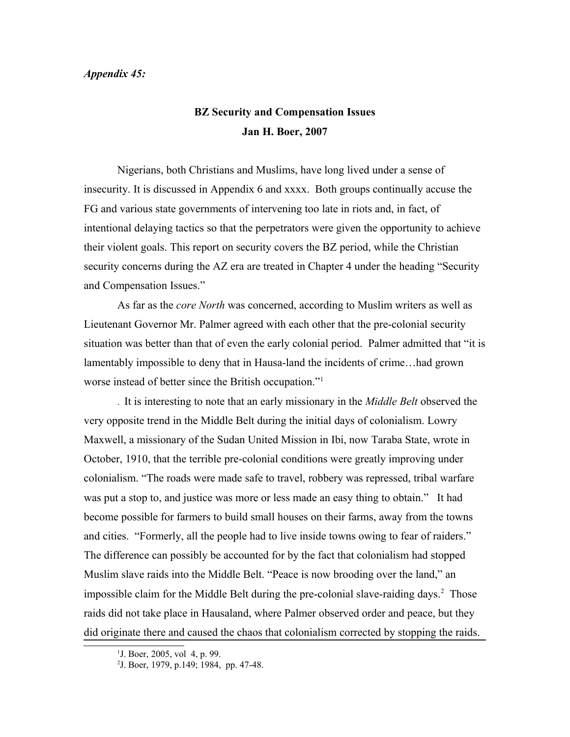*Appendix 45:*

# BZ Security and Compensation Issues

**Jan H. Boer, 2007**

Nigerians, both Christians and Muslims, have long lived under a sense of insecurity. It is discussed in Appendix 6 and xxxx. Both groups continually accuse the FG and various state governments of intervening too late in riots and, in fact, of intentional delaying tactics so that the perpetrators were given the opportunity to achieve their violent goals. This report on security covers the BZ period, while the Christian security concerns during the AZ era are treated in Chapter 4 under the heading "Security and Compensation Issues."

As far as the *core North* was concerned, according to Muslim writers as well as Lieutenant Governor Mr. Palmer agreed with each other that the pre-colonial security situation was better than that of even the early colonial period. Palmer admitted that "it is lamentably impossible to deny that in Hausa-land the incidents of crime…had grown worse instead of better since the British occupation."[1]

. It is interesting to note that an early missionary in the *Middle Belt* observed the very opposite trend in the Middle Belt during the initial days of colonialism. Lowry Maxwell, a missionary of the Sudan United Mission in Ibi, now Taraba State, wrote in October, 1910, that the terrible pre-colonial conditions were greatly improving under colonialism. "The roads were made safe to travel, robbery was repressed, tribal warfare was put a stop to, and justice was more or less made an easy thing to obtain." It had become possible for farmers to build small houses on their farms, away from the towns and cities. "Formerly, all the people had to live inside towns owing to fear of raiders." The difference can possibly be accounted for by the fact that colonialism had stopped Muslim slave raids into the Middle Belt. "Peace is now brooding over the land," an impossible claim for the Middle Belt during the pre-colonial slave-raiding days.[2] Those raids did not take place in Hausaland, where Palmer observed order and peace, but they did originate there and caused the chaos that colonialism corrected by stopping the raids.

---

[1] J. Boer, 2005, vol 4, p. 99.

[2] J. Boer, 1979, p.149; 1984, pp. 47-48.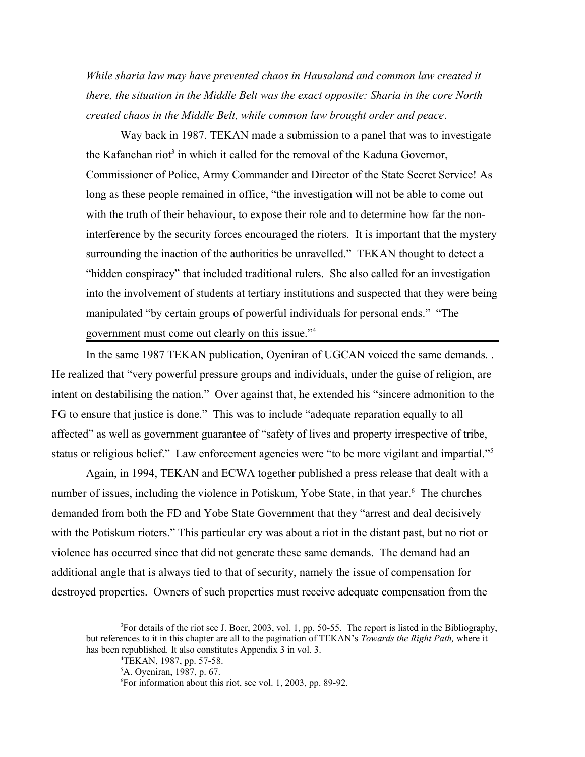*While sharia law may have prevented chaos in Hausaland and common law created it there, the situation in the Middle Belt was the exact opposite: Sharia in the core North created chaos in the Middle Belt, while common law brought order and peace*.

Way back in 1987. TEKAN made a submission to a panel that was to investigate the Kafanchan riot[3] in which it called for the removal of the Kaduna Governor, Commissioner of Police, Army Commander and Director of the State Secret Service! As long as these people remained in office, "the investigation will not be able to come out with the truth of their behaviour, to expose their role and to determine how far the non-interference by the security forces encouraged the rioters. It is important that the mystery surrounding the inaction of the authorities be unravelled." TEKAN thought to detect a "hidden conspiracy" that included traditional rulers. She also called for an investigation into the involvement of students at tertiary institutions and suspected that they were being manipulated "by certain groups of powerful individuals for personal ends." "The government must come out clearly on this issue."[4]

In the same 1987 TEKAN publication, Oyeniran of UGCAN voiced the same demands. . He realized that "very powerful pressure groups and individuals, under the guise of religion, are intent on destabilising the nation." Over against that, he extended his "sincere admonition to the FG to ensure that justice is done." This was to include "adequate reparation equally to all affected" as well as government guarantee of "safety of lives and property irrespective of tribe, status or religious belief." Law enforcement agencies were "to be more vigilant and impartial."[5]

Again, in 1994, TEKAN and ECWA together published a press release that dealt with a number of issues, including the violence in Potiskum, Yobe State, in that year.[6] The churches demanded from both the FD and Yobe State Government that they "arrest and deal decisively with the Potiskum rioters." This particular cry was about a riot in the distant past, but no riot or violence has occurred since that did not generate these same demands. The demand had an additional angle that is always tied to that of security, namely the issue of compensation for destroyed properties. Owners of such properties must receive adequate compensation from the

---

[3] For details of the riot see J. Boer, 2003, vol. 1, pp. 50-55. The report is listed in the Bibliography, but references to it in this chapter are all to the pagination of TEKAN's *Towards the Right Path,* where it has been republished*.* It also constitutes Appendix 3 in vol. 3.

[4] TEKAN, 1987, pp. 57-58.

[5] A. Oyeniran, 1987, p. 67.

[6] For information about this riot, see vol. 1, 2003, pp. 89-92.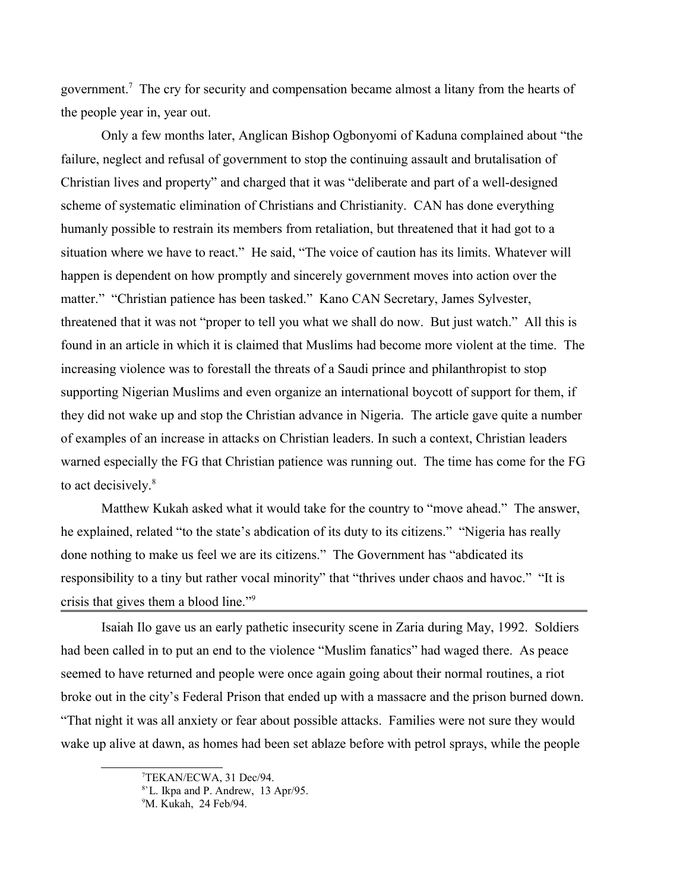government.[7] The cry for security and compensation became almost a litany from the hearts of the people year in, year out.

Only a few months later, Anglican Bishop Ogbonyomi of Kaduna complained about "the failure, neglect and refusal of government to stop the continuing assault and brutalisation of Christian lives and property" and charged that it was "deliberate and part of a well-designed scheme of systematic elimination of Christians and Christianity. CAN has done everything humanly possible to restrain its members from retaliation, but threatened that it had got to a situation where we have to react." He said, "The voice of caution has its limits. Whatever will happen is dependent on how promptly and sincerely government moves into action over the matter." "Christian patience has been tasked." Kano CAN Secretary, James Sylvester, threatened that it was not "proper to tell you what we shall do now. But just watch." All this is found in an article in which it is claimed that Muslims had become more violent at the time. The increasing violence was to forestall the threats of a Saudi prince and philanthropist to stop supporting Nigerian Muslims and even organize an international boycott of support for them, if they did not wake up and stop the Christian advance in Nigeria. The article gave quite a number of examples of an increase in attacks on Christian leaders. In such a context, Christian leaders warned especially the FG that Christian patience was running out. The time has come for the FG to act decisively.[8]

Matthew Kukah asked what it would take for the country to "move ahead." The answer, he explained, related "to the state's abdication of its duty to its citizens." "Nigeria has really done nothing to make us feel we are its citizens." The Government has "abdicated its responsibility to a tiny but rather vocal minority" that "thrives under chaos and havoc." "It is crisis that gives them a blood line."[9]

---

Isaiah Ilo gave us an early pathetic insecurity scene in Zaria during May, 1992. Soldiers had been called in to put an end to the violence "Muslim fanatics" had waged there. As peace seemed to have returned and people were once again going about their normal routines, a riot broke out in the city's Federal Prison that ended up with a massacre and the prison burned down. "That night it was all anxiety or fear about possible attacks. Families were not sure they would wake up alive at dawn, as homes had been set ablaze before with petrol sprays, while the people

[7] TEKAN/ECWA, 31 Dec/94.

[8] `L. Ikpa and P. Andrew, 13 Apr/95.

[9] M. Kukah, 24 Feb/94.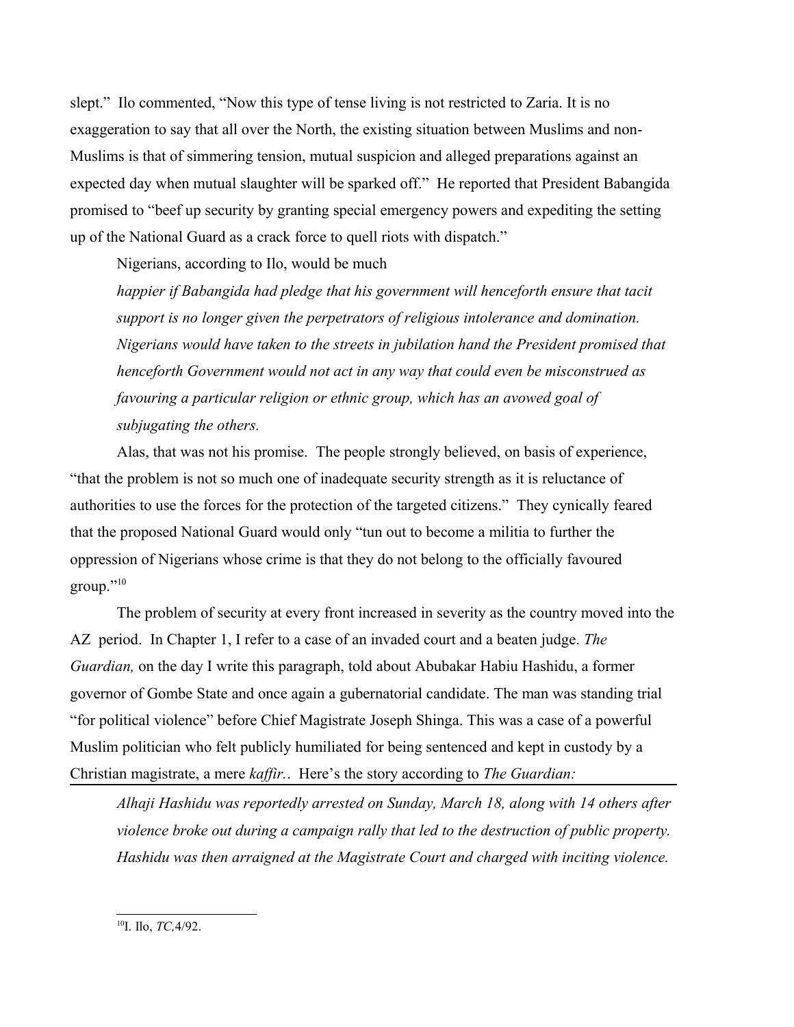slept." Ilo commented, "Now this type of tense living is not restricted to Zaria. It is no exaggeration to say that all over the North, the existing situation between Muslims and non-Muslims is that of simmering tension, mutual suspicion and alleged preparations against an expected day when mutual slaughter will be sparked off." He reported that President Babangida promised to "beef up security by granting special emergency powers and expediting the setting up of the National Guard as a crack force to quell riots with dispatch."

Nigerians, according to Ilo, would be much

> *happier if Babangida had pledge that his government will henceforth ensure that tacit support is no longer given the perpetrators of religious intolerance and domination. Nigerians would have taken to the streets in jubilation hand the President promised that henceforth Government would not act in any way that could even be misconstrued as favouring a particular religion or ethnic group, which has an avowed goal of subjugating the others.*

Alas, that was not his promise. The people strongly believed, on basis of experience, "that the problem is not so much one of inadequate security strength as it is reluctance of authorities to use the forces for the protection of the targeted citizens." They cynically feared that the proposed National Guard would only "tun out to become a militia to further the oppression of Nigerians whose crime is that they do not belong to the officially favoured group."[10]

The problem of security at every front increased in severity as the country moved into the AZ period. In Chapter 1, I refer to a case of an invaded court and a beaten judge. *The Guardian,* on the day I write this paragraph, told about Abubakar Habiu Hashidu, a former governor of Gombe State and once again a gubernatorial candidate. The man was standing trial "for political violence" before Chief Magistrate Joseph Shinga. This was a case of a powerful Muslim politician who felt publicly humiliated for being sentenced and kept in custody by a Christian magistrate, a mere *kaffir.*. Here's the story according to *The Guardian:*

> *Alhaji Hashidu was reportedly arrested on Sunday, March 18, along with 14 others after violence broke out during a campaign rally that led to the destruction of public property. Hashidu was then arraigned at the Magistrate Court and charged with inciting violence.*

[10] I. Ilo, *TC,* 4/92.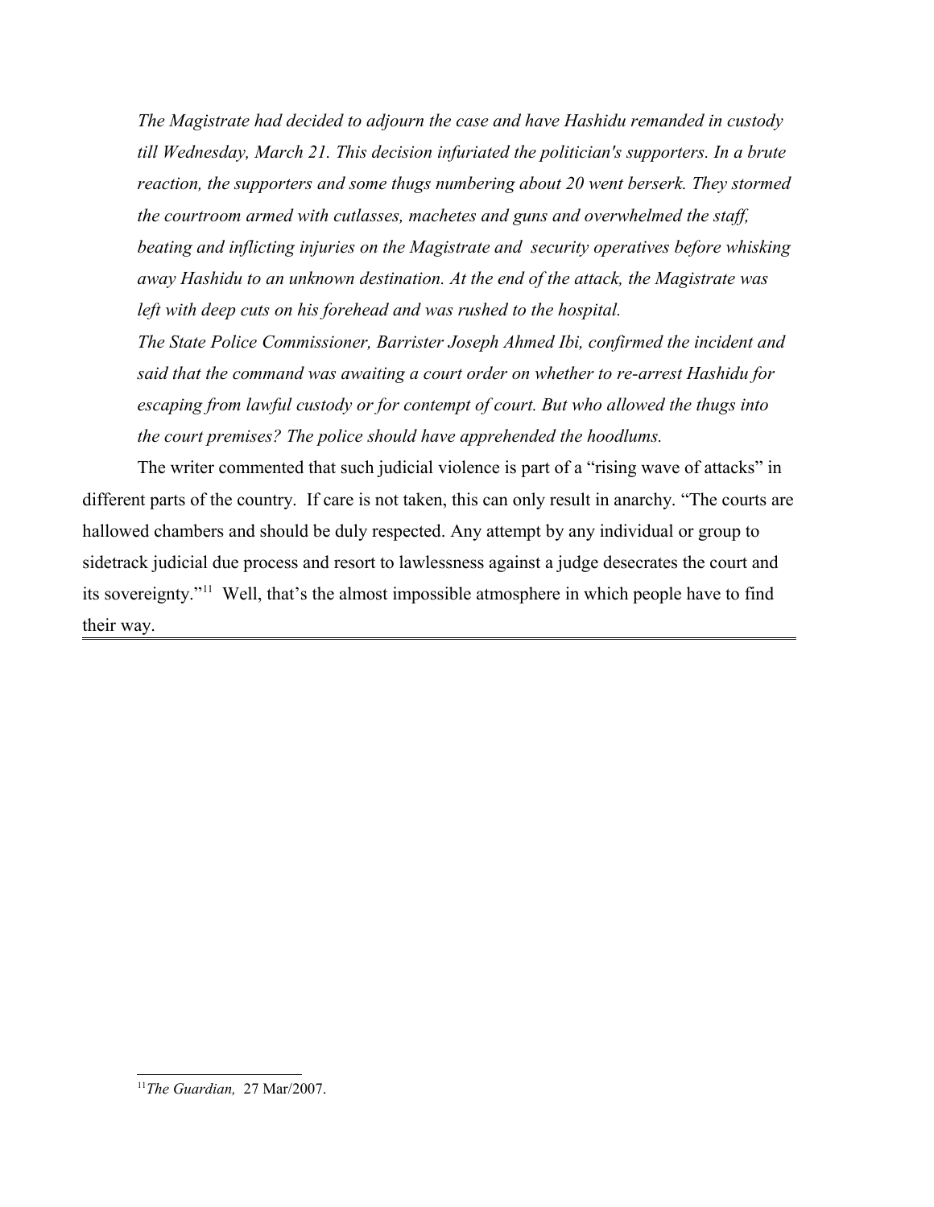*The Magistrate had decided to adjourn the case and have Hashidu remanded in custody till Wednesday, March 21. This decision infuriated the politician's supporters. In a brute reaction, the supporters and some thugs numbering about 20 went berserk. They stormed the courtroom armed with cutlasses, machetes and guns and overwhelmed the staff, beating and inflicting injuries on the Magistrate and security operatives before whisking away Hashidu to an unknown destination. At the end of the attack, the Magistrate was left with deep cuts on his forehead and was rushed to the hospital.*

*The State Police Commissioner, Barrister Joseph Ahmed Ibi, confirmed the incident and said that the command was awaiting a court order on whether to re-arrest Hashidu for escaping from lawful custody or for contempt of court. But who allowed the thugs into the court premises? The police should have apprehended the hoodlums.*

The writer commented that such judicial violence is part of a "rising wave of attacks" in different parts of the country. If care is not taken, this can only result in anarchy. "The courts are hallowed chambers and should be duly respected. Any attempt by any individual or group to sidetrack judicial due process and resort to lawlessness against a judge desecrates the court and its sovereignty."[11] Well, that's the almost impossible atmosphere in which people have to find their way.

---

[11] *The Guardian,* 27 Mar/2007.